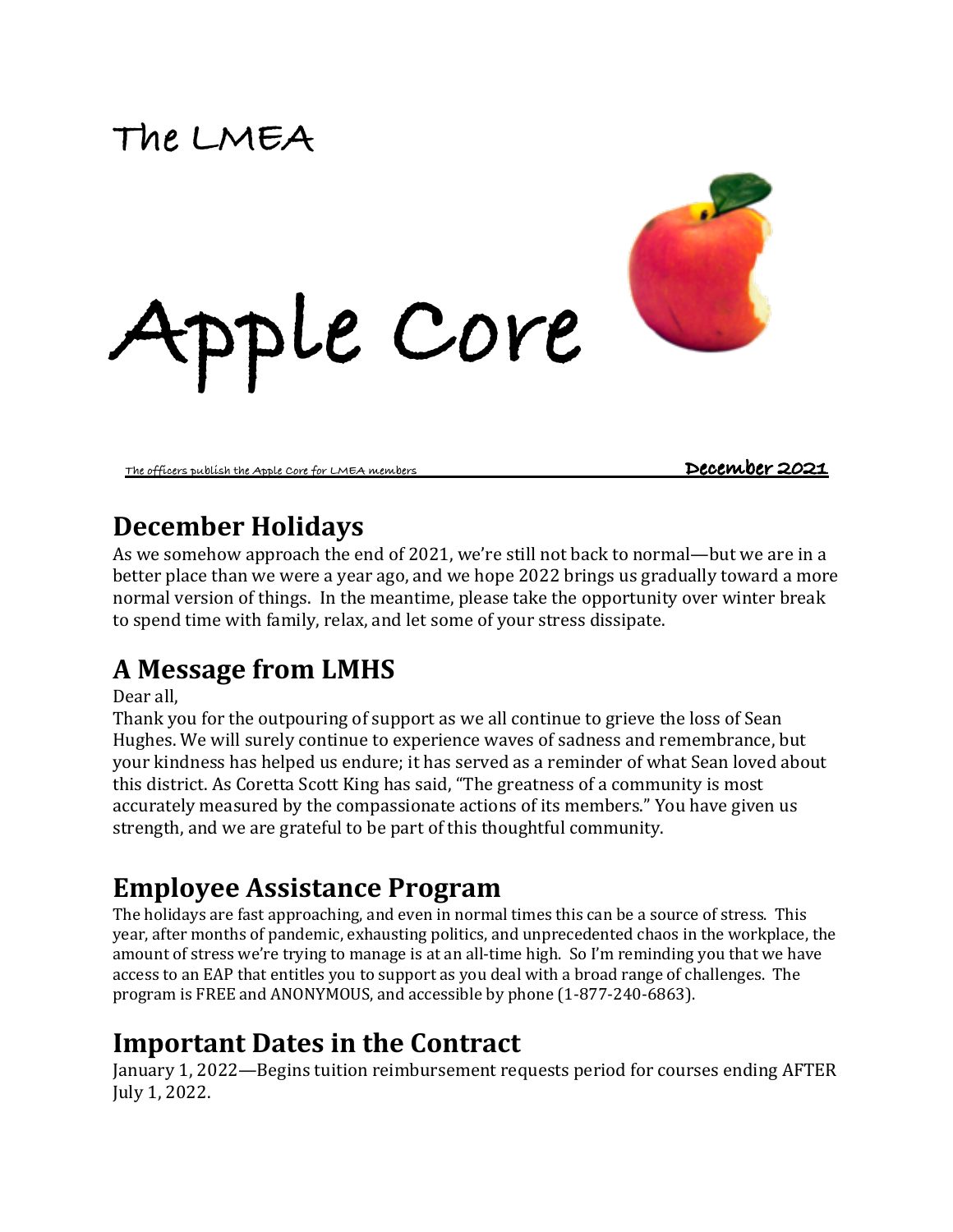# The LMEA

# Apple Core

The officers publish the Apple Core for LMEA members **December 2021**

## December Holidays

As we somehow approach the end of 2021, we're still not back to normal—but we are in a better place than we were a year ago, and we hope 2022 brings us gradually toward a more normal version of things. In the meantime, please take the opportunity over winter break to spend time with family, relax, and let some of your stress dissipate.

## A Message from LMHS

Dear all,

Thank you for the outpouring of support as we all continue to grieve the loss of Sean Hughes. We will surely continue to experience waves of sadness and remembrance, but your kindness has helped us endure; it has served as a reminder of what Sean loved about this district. As Coretta Scott King has said, "The greatness of a community is most accurately measured by the compassionate actions of its members." You have given us strength, and we are grateful to be part of this thoughtful community.

## Employee Assistance Program

The holidays are fast approaching, and even in normal times this can be a source of stress. This year, after months of pandemic, exhausting politics, and unprecedented chaos in the workplace, the amount of stress we're trying to manage is at an all-time high. So I'm reminding you that we have access to an EAP that entitles you to support as you deal with a broad range of challenges. The program is FREE and ANONYMOUS, and accessible by phone (1-877-240-6863).

## Important Dates in the Contract

January 1, 2022—Begins tuition reimbursement requests period for courses ending AFTER July 1, 2022.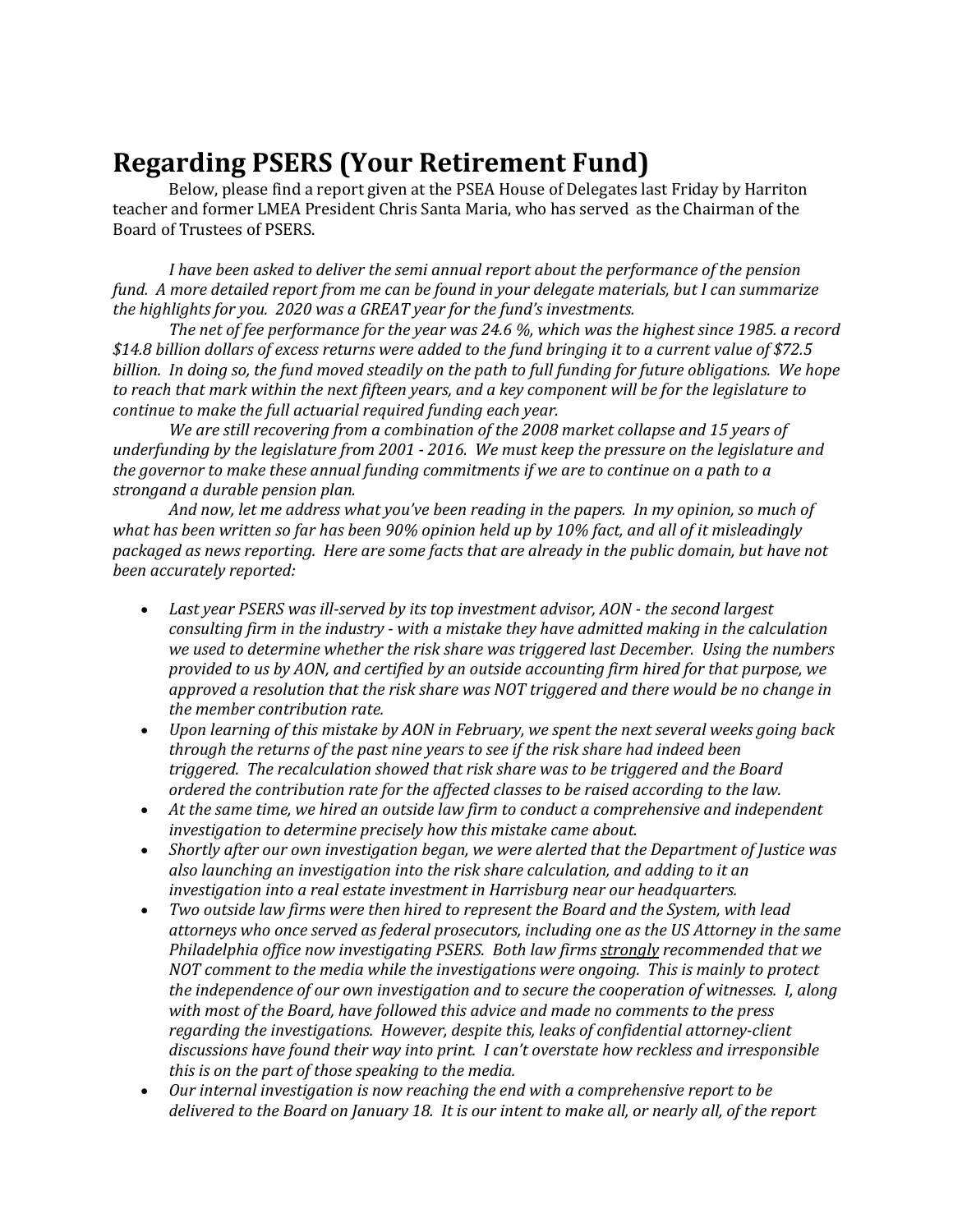# Regarding PSERS (Your Retirement Fund)

Below, please find a report given at the PSEA House of Delegates last Friday by Harriton teacher and former LMEA President Chris Santa Maria, who has served as the Chairman of the Board of Trustees of PSERS.

*I have been asked to deliver the semi annual report about the performance of the pension fund. A more detailed report from me can be found in your delegate materials, but I can summarize the highlights for you. 2020 was a GREAT year for the fund's investments.*

*The net of fee performance for the year was 24.6 %, which was the highest since 1985. a record $14.8 billion dollars of excess returns were added to the fund bringing it to a current value of $72.5 billion. In doing so, the fund moved steadily on the path to full funding for future obligations. We hope to reach that mark within the next fifteen years, and a key component will be for the legislature to continue to make the full actuarial required funding each year.*

*We are still recovering from a combination of the 2008 market collapse and 15 years of underfunding by the legislature from 2001 - 2016. We must keep the pressure on the legislature and the governor to make these annual funding commitments if we are to continue on a path to a strongand a durable pension plan.*

*And now, let me address what you've been reading in the papers. In my opinion, so much of what has been written so far has been 90% opinion held up by 10% fact, and all of it misleadingly packaged as news reporting. Here are some facts that are already in the public domain, but have not been accurately reported:*

- *Last year PSERS was ill-served by its top investment advisor, AON - the second largest consulting firm in the industry - with a mistake they have admitted making in the calculation we used to determine whether the risk share was triggered last December. Using the numbers provided to us by AON, and certified by an outside accounting firm hired for that purpose, we approved a resolution that the risk share was NOT triggered and there would be no change in the member contribution rate.*
- *Upon learning of this mistake by AON in February, we spent the next several weeks going back through the returns of the past nine years to see if the risk share had indeed been triggered. The recalculation showed that risk share was to be triggered and the Board ordered the contribution rate for the affected classes to be raised according to the law.*
- *At the same time, we hired an outside law firm to conduct a comprehensive and independent investigation to determine precisely how this mistake came about.*
- *Shortly after our own investigation began, we were alerted that the Department of Justice was also launching an investigation into the risk share calculation, and adding to it an investigation into a real estate investment in Harrisburg near our headquarters.*
- *Two outside law firms were then hired to represent the Board and the System, with lead attorneys who once served as federal prosecutors, including one as the US Attorney in the same Philadelphia office now investigating PSERS. Both law firms <u>strongly</u> recommended that we NOT comment to the media while the investigations were ongoing. This is mainly to protect the independence of our own investigation and to secure the cooperation of witnesses. I, along with most of the Board, have followed this advice and made no comments to the press regarding the investigations. However, despite this, leaks of confidential attorney-client discussions have found their way into print. I can't overstate how reckless and irresponsible this is on the part of those speaking to the media.*
- *Our internal investigation is now reaching the end with a comprehensive report to be delivered to the Board on January 18. It is our intent to make all, or nearly all, of the report*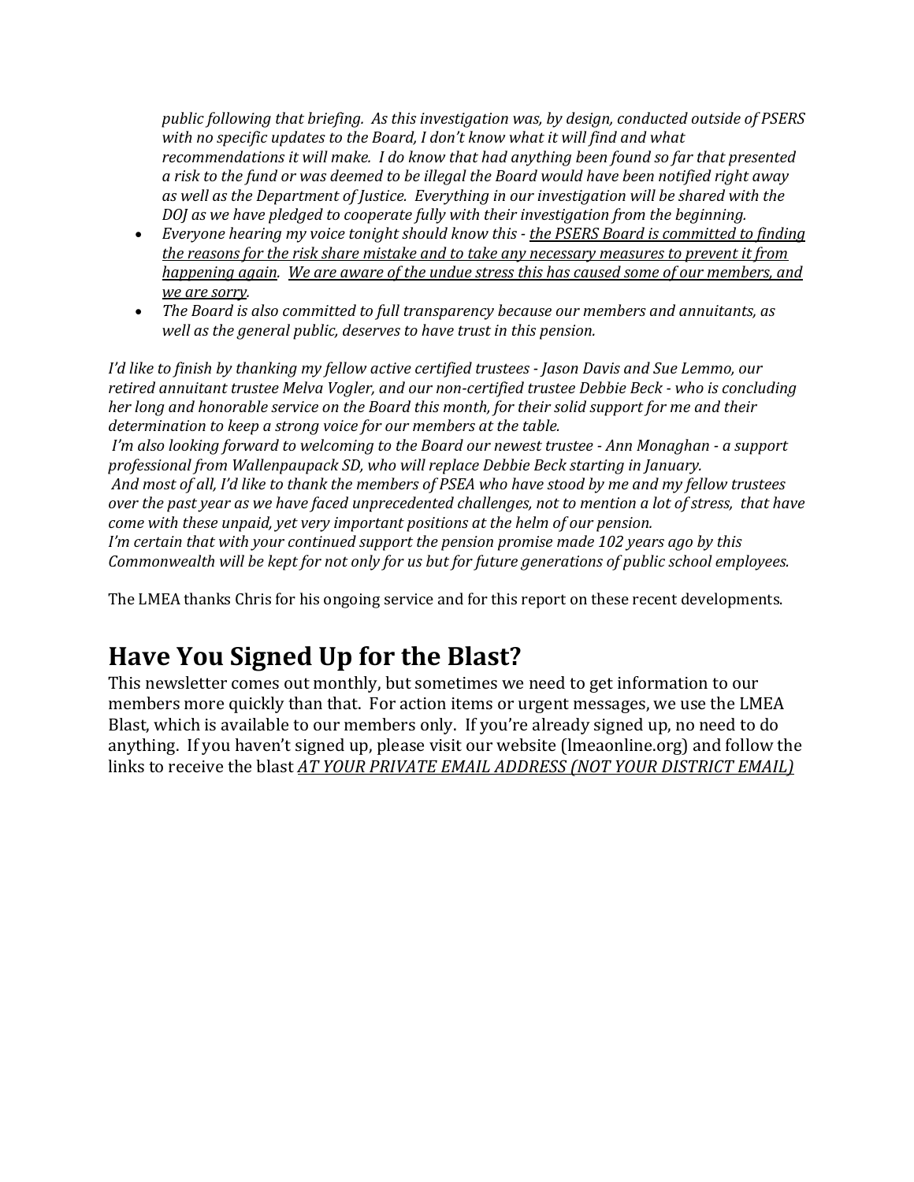*public following that briefing. As this investigation was, by design, conducted outside of PSERS with no specific updates to the Board, I don't know what it will find and what recommendations it will make. I do know that had anything been found so far that presented a risk to the fund or was deemed to be illegal the Board would have been notified right away as well as the Department of Justice. Everything in our investigation will be shared with the DOJ as we have pledged to cooperate fully with their investigation from the beginning.*

- *Everyone hearing my voice tonight should know this - <u>the PSERS Board is committed to finding the reasons for the risk share mistake and to take any necessary measures to prevent it from happening again</u>. <u>We are aware of the undue stress this has caused some of our members, and we are sorry</u>.*
- *The Board is also committed to full transparency because our members and annuitants, as well as the general public, deserves to have trust in this pension.*

*I'd like to finish by thanking my fellow active certified trustees - Jason Davis and Sue Lemmo, our retired annuitant trustee Melva Vogler, and our non-certified trustee Debbie Beck - who is concluding her long and honorable service on the Board this month, for their solid support for me and their determination to keep a strong voice for our members at the table.*
*I'm also looking forward to welcoming to the Board our newest trustee - Ann Monaghan - a support professional from Wallenpaupack SD, who will replace Debbie Beck starting in January.*
*And most of all, I'd like to thank the members of PSEA who have stood by me and my fellow trustees over the past year as we have faced unprecedented challenges, not to mention a lot of stress, that have come with these unpaid, yet very important positions at the helm of our pension.*
*I'm certain that with your continued support the pension promise made 102 years ago by this Commonwealth will be kept for not only for us but for future generations of public school employees.*

The LMEA thanks Chris for his ongoing service and for this report on these recent developments.

## Have You Signed Up for the Blast?

This newsletter comes out monthly, but sometimes we need to get information to our members more quickly than that. For action items or urgent messages, we use the LMEA Blast, which is available to our members only. If you're already signed up, no need to do anything. If you haven't signed up, please visit our website (lmeaonline.org) and follow the links to receive the blast *<u>AT YOUR PRIVATE EMAIL ADDRESS (NOT YOUR DISTRICT EMAIL)</u>*